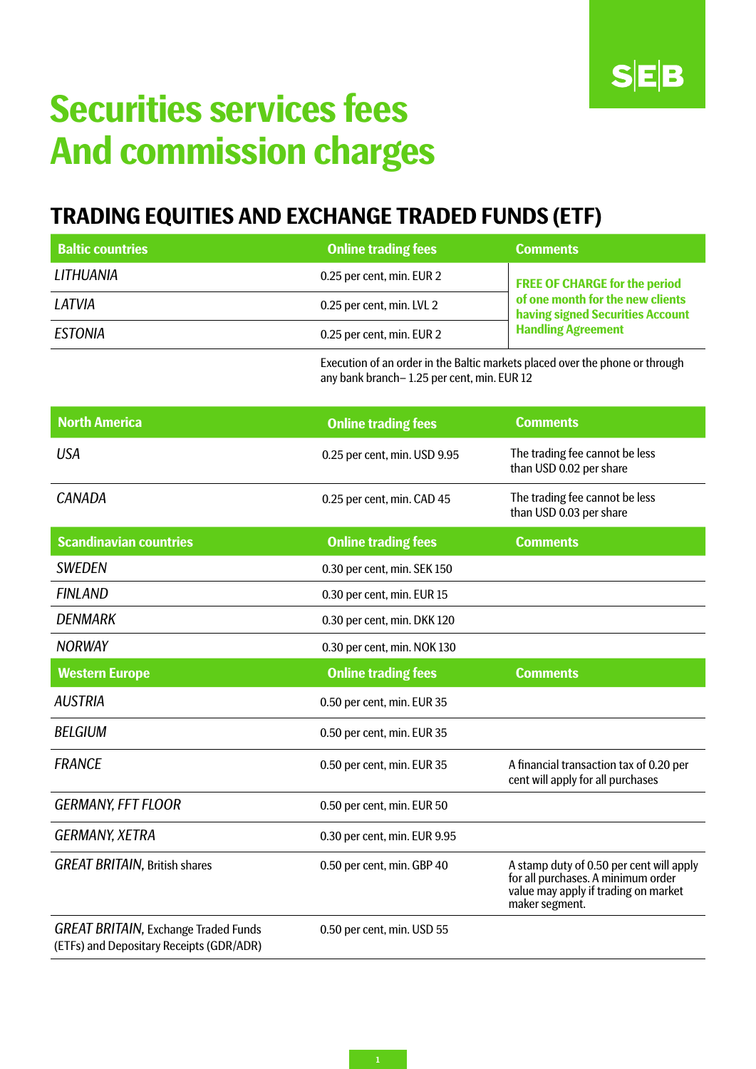# Securities services fees And commission charges

## TRADING EQUITIES AND EXCHANGE TRADED FUNDS (ETF)

| Baltic countries | Online trading fees | Comments |
|---|---|---|
| *LITHUANIA* | 0.25 per cent, min. EUR 2 | **FREE OF CHARGE for the period of one month for the new clients having signed Securities Account Handling Agreement** |
| *LATVIA* | 0.25 per cent, min. LVL 2 | |
| *ESTONIA* | 0.25 per cent, min. EUR 2 | |

Execution of an order in the Baltic markets placed over the phone or through any bank branch– 1.25 per cent, min. EUR 12

| North America | Online trading fees | Comments |
|---|---|---|
| *USA* | 0.25 per cent, min. USD 9.95 | The trading fee cannot be less than USD 0.02 per share |
| *CANADA* | 0.25 per cent, min. CAD 45 | The trading fee cannot be less than USD 0.03 per share |
| **Scandinavian countries** | **Online trading fees** | **Comments** |
| *SWEDEN* | 0.30 per cent, min. SEK 150 | |
| *FINLAND* | 0.30 per cent, min. EUR 15 | |
| *DENMARK* | 0.30 per cent, min. DKK 120 | |
| *NORWAY* | 0.30 per cent, min. NOK 130 | |
| **Western Europe** | **Online trading fees** | **Comments** |
| *AUSTRIA* | 0.50 per cent, min. EUR 35 | |
| *BELGIUM* | 0.50 per cent, min. EUR 35 | |
| *FRANCE* | 0.50 per cent, min. EUR 35 | A financial transaction tax of 0.20 per cent will apply for all purchases |
| *GERMANY, FFT FLOOR* | 0.50 per cent, min. EUR 50 | |
| *GERMANY, XETRA* | 0.30 per cent, min. EUR 9.95 | |
| *GREAT BRITAIN,* British shares | 0.50 per cent, min. GBP 40 | A stamp duty of 0.50 per cent will apply for all purchases. A minimum order value may apply if trading on market maker segment. |
| *GREAT BRITAIN,* Exchange Traded Funds (ETFs) and Depositary Receipts (GDR/ADR) | 0.50 per cent, min. USD 55 | |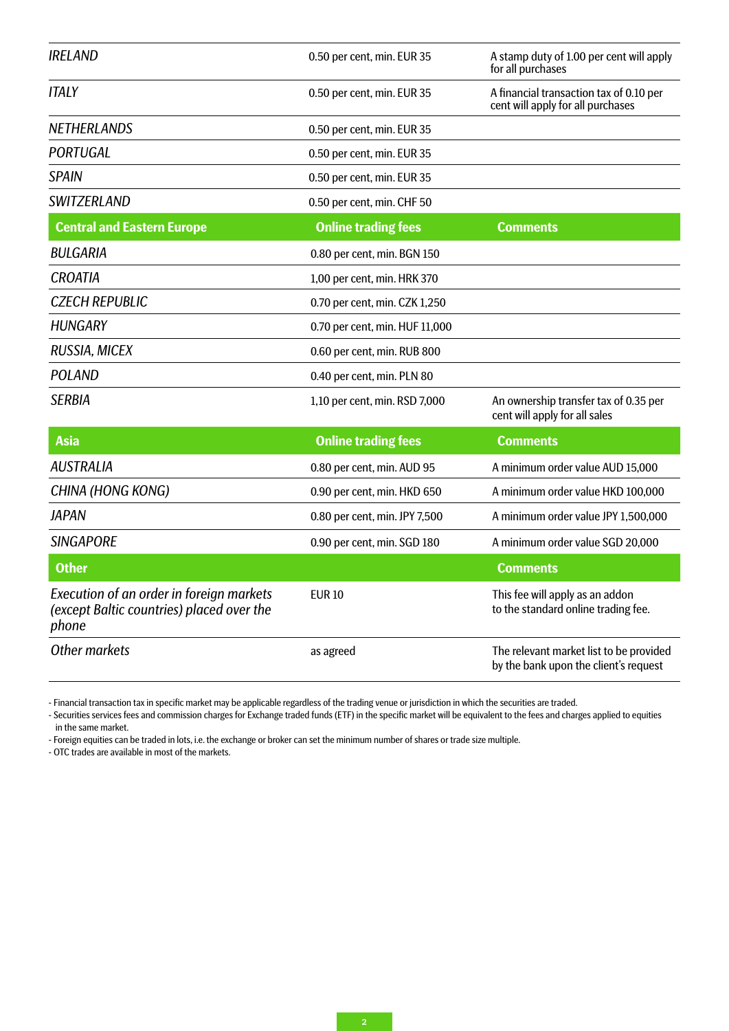| | | |
|---|---|---|
| *IRELAND* | 0.50 per cent, min. EUR 35 | A stamp duty of 1.00 per cent will apply for all purchases |
| *ITALY* | 0.50 per cent, min. EUR 35 | A financial transaction tax of 0.10 per cent will apply for all purchases |
| *NETHERLANDS* | 0.50 per cent, min. EUR 35 | |
| *PORTUGAL* | 0.50 per cent, min. EUR 35 | |
| *SPAIN* | 0.50 per cent, min. EUR 35 | |
| *SWITZERLAND* | 0.50 per cent, min. CHF 50 | |
| **Central and Eastern Europe** | **Online trading fees** | **Comments** |
| *BULGARIA* | 0.80 per cent, min. BGN 150 | |
| *CROATIA* | 1,00 per cent, min. HRK 370 | |
| *CZECH REPUBLIC* | 0.70 per cent, min. CZK 1,250 | |
| *HUNGARY* | 0.70 per cent, min. HUF 11,000 | |
| *RUSSIA, MICEX* | 0.60 per cent, min. RUB 800 | |
| *POLAND* | 0.40 per cent, min. PLN 80 | |
| *SERBIA* | 1,10 per cent, min. RSD 7,000 | An ownership transfer tax of 0.35 per cent will apply for all sales |
| **Asia** | **Online trading fees** | **Comments** |
| *AUSTRALIA* | 0.80 per cent, min. AUD 95 | A minimum order value AUD 15,000 |
| *CHINA (HONG KONG)* | 0.90 per cent, min. HKD 650 | A minimum order value HKD 100,000 |
| *JAPAN* | 0.80 per cent, min. JPY 7,500 | A minimum order value JPY 1,500,000 |
| *SINGAPORE* | 0.90 per cent, min. SGD 180 | A minimum order value SGD 20,000 |
| **Other** | | **Comments** |
| *Execution of an order in foreign markets (except Baltic countries) placed over the phone* | EUR 10 | This fee will apply as an addon to the standard online trading fee. |
| *Other markets* | as agreed | The relevant market list to be provided by the bank upon the client's request |

- Financial transaction tax in specific market may be applicable regardless of the trading venue or jurisdiction in which the securities are traded.
- Securities services fees and commission charges for Exchange traded funds (ETF) in the specific market will be equivalent to the fees and charges applied to equities in the same market.
- Foreign equities can be traded in lots, i.e. the exchange or broker can set the minimum number of shares or trade size multiple.
- OTC trades are available in most of the markets.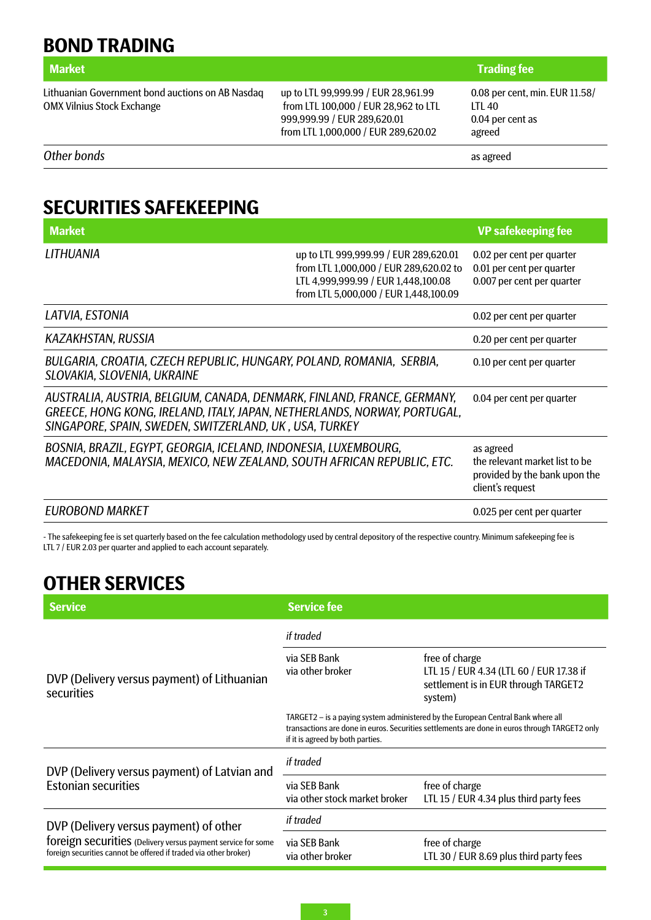## BOND TRADING

| Market | | Trading fee |
|---|---|---|
| Lithuanian Government bond auctions on AB Nasdaq OMX Vilnius Stock Exchange | up to LTL 99,999.99 / EUR 28,961.99<br>from LTL 100,000 / EUR 28,962 to LTL 999,999.99 / EUR 289,620.01<br>from LTL 1,000,000 / EUR 289,620.02 | 0.08 per cent, min. EUR 11.58/ LTL 40<br>0.04 per cent as<br>agreed |
| *Other bonds* | | as agreed |

## SECURITIES SAFEKEEPING

| Market | | VP safekeeping fee |
|---|---|---|
| *LITHUANIA* | up to LTL 999,999.99 / EUR 289,620.01<br>from LTL 1,000,000 / EUR 289,620.02 to LTL 4,999,999.99 / EUR 1,448,100.08<br>from LTL 5,000,000 / EUR 1,448,100.09 | 0.02 per cent per quarter<br>0.01 per cent per quarter<br>0.007 per cent per quarter |
| *LATVIA, ESTONIA* | | 0.02 per cent per quarter |
| *KAZAKHSTAN, RUSSIA* | | 0.20 per cent per quarter |
| *BULGARIA, CROATIA, CZECH REPUBLIC, HUNGARY, POLAND, ROMANIA, SERBIA, SLOVAKIA, SLOVENIA, UKRAINE* | | 0.10 per cent per quarter |
| *AUSTRALIA, AUSTRIA, BELGIUM, CANADA, DENMARK, FINLAND, FRANCE, GERMANY, GREECE, HONG KONG, IRELAND, ITALY, JAPAN, NETHERLANDS, NORWAY, PORTUGAL, SINGAPORE, SPAIN, SWEDEN, SWITZERLAND, UK , USA, TURKEY* | | 0.04 per cent per quarter |
| *BOSNIA, BRAZIL, EGYPT, GEORGIA, ICELAND, INDONESIA, LUXEMBOURG, MACEDONIA, MALAYSIA, MEXICO, NEW ZEALAND, SOUTH AFRICAN REPUBLIC, ETC.* | | as agreed<br>the relevant market list to be provided by the bank upon the client's request |
| *EUROBOND MARKET* | | 0.025 per cent per quarter |

- The safekeeping fee is set quarterly based on the fee calculation methodology used by central depository of the respective country. Minimum safekeeping fee is LTL 7 / EUR 2.03 per quarter and applied to each account separately.

## OTHER SERVICES

| Service | Service fee | |
|---|---|---|
| DVP (Delivery versus payment) of Lithuanian securities | *if traded* | |
| | via SEB Bank<br>via other broker | free of charge<br>LTL 15 / EUR 4.34 (LTL 60 / EUR 17.38 if settlement is in EUR through TARGET2 system) |
| | TARGET2 – is a paying system administered by the European Central Bank where all transactions are done in euros. Securities settlements are done in euros through TARGET2 only if it is agreed by both parties. | |
| DVP (Delivery versus payment) of Latvian and Estonian securities | *if traded* | |
| | via SEB Bank<br>via other stock market broker | free of charge<br>LTL 15 / EUR 4.34 plus third party fees |
| DVP (Delivery versus payment) of other foreign securities (Delivery versus payment service for some foreign securities cannot be offered if traded via other broker) | *if traded* | |
| | via SEB Bank<br>via other broker | free of charge<br>LTL 30 / EUR 8.69 plus third party fees |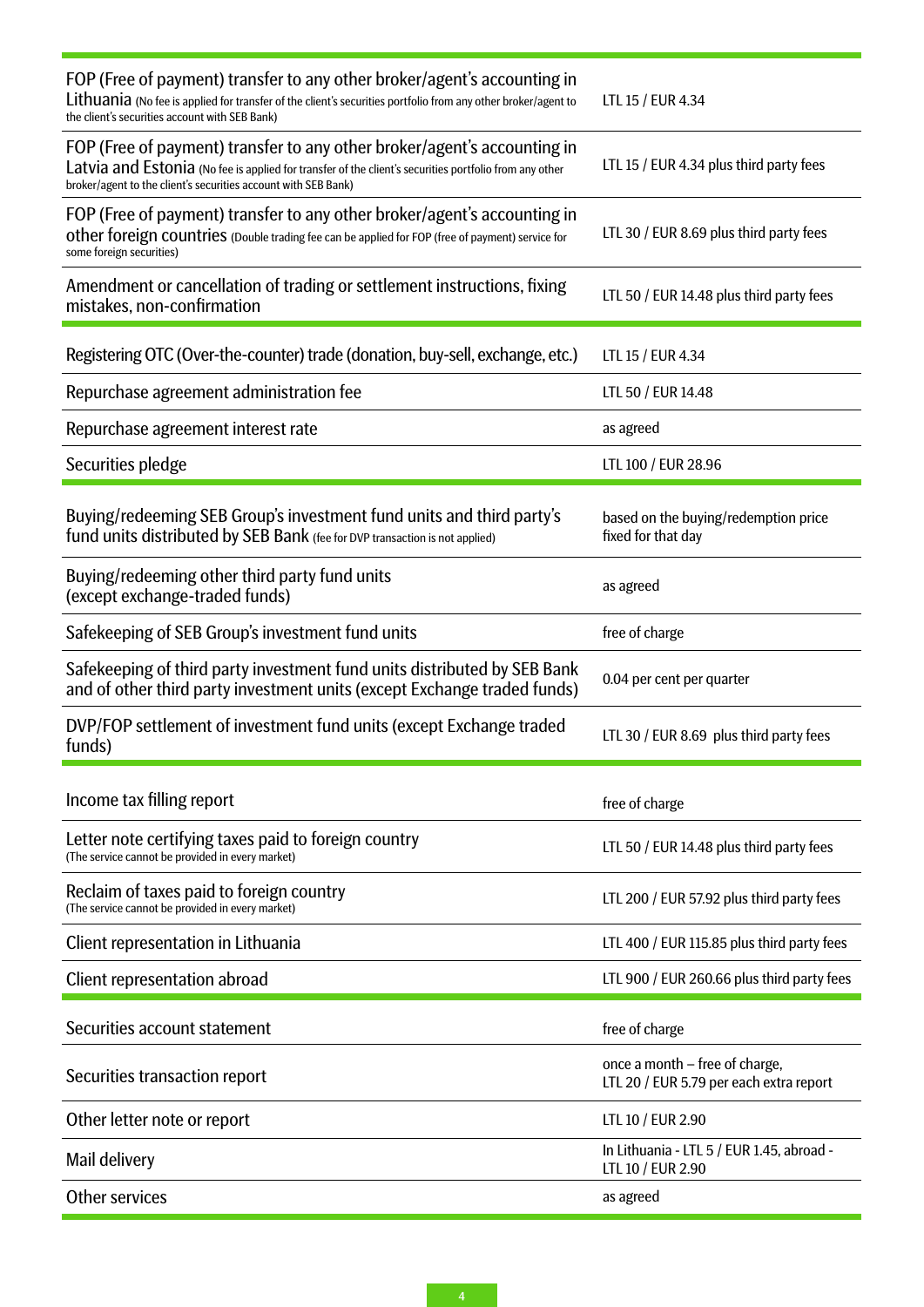| | |
|---|---|
| FOP (Free of payment) transfer to any other broker/agent's accounting in Lithuania (No fee is applied for transfer of the client's securities portfolio from any other broker/agent to the client's securities account with SEB Bank) | LTL 15 / EUR 4.34 |
| FOP (Free of payment) transfer to any other broker/agent's accounting in Latvia and Estonia (No fee is applied for transfer of the client's securities portfolio from any other broker/agent to the client's securities account with SEB Bank) | LTL 15 / EUR 4.34 plus third party fees |
| FOP (Free of payment) transfer to any other broker/agent's accounting in other foreign countries (Double trading fee can be applied for FOP (free of payment) service for some foreign securities) | LTL 30 / EUR 8.69 plus third party fees |
| Amendment or cancellation of trading or settlement instructions, fixing mistakes, non-confirmation | LTL 50 / EUR 14.48 plus third party fees |
| Registering OTC (Over-the-counter) trade (donation, buy-sell, exchange, etc.) | LTL 15 / EUR 4.34 |
| Repurchase agreement administration fee | LTL 50 / EUR 14.48 |
| Repurchase agreement interest rate | as agreed |
| Securities pledge | LTL 100 / EUR 28.96 |
| Buying/redeeming SEB Group's investment fund units and third party's fund units distributed by SEB Bank (fee for DVP transaction is not applied) | based on the buying/redemption price fixed for that day |
| Buying/redeeming other third party fund units (except exchange-traded funds) | as agreed |
| Safekeeping of SEB Group's investment fund units | free of charge |
| Safekeeping of third party investment fund units distributed by SEB Bank and of other third party investment units (except Exchange traded funds) | 0.04 per cent per quarter |
| DVP/FOP settlement of investment fund units (except Exchange traded funds) | LTL 30 / EUR 8.69 plus third party fees |
| Income tax filling report | free of charge |
| Letter note certifying taxes paid to foreign country (The service cannot be provided in every market) | LTL 50 / EUR 14.48 plus third party fees |
| Reclaim of taxes paid to foreign country (The service cannot be provided in every market) | LTL 200 / EUR 57.92 plus third party fees |
| Client representation in Lithuania | LTL 400 / EUR 115.85 plus third party fees |
| Client representation abroad | LTL 900 / EUR 260.66 plus third party fees |
| Securities account statement | free of charge |
| Securities transaction report | once a month – free of charge, LTL 20 / EUR 5.79 per each extra report |
| Other letter note or report | LTL 10 / EUR 2.90 |
| Mail delivery | In Lithuania - LTL 5 / EUR 1.45, abroad - LTL 10 / EUR 2.90 |
| Other services | as agreed |